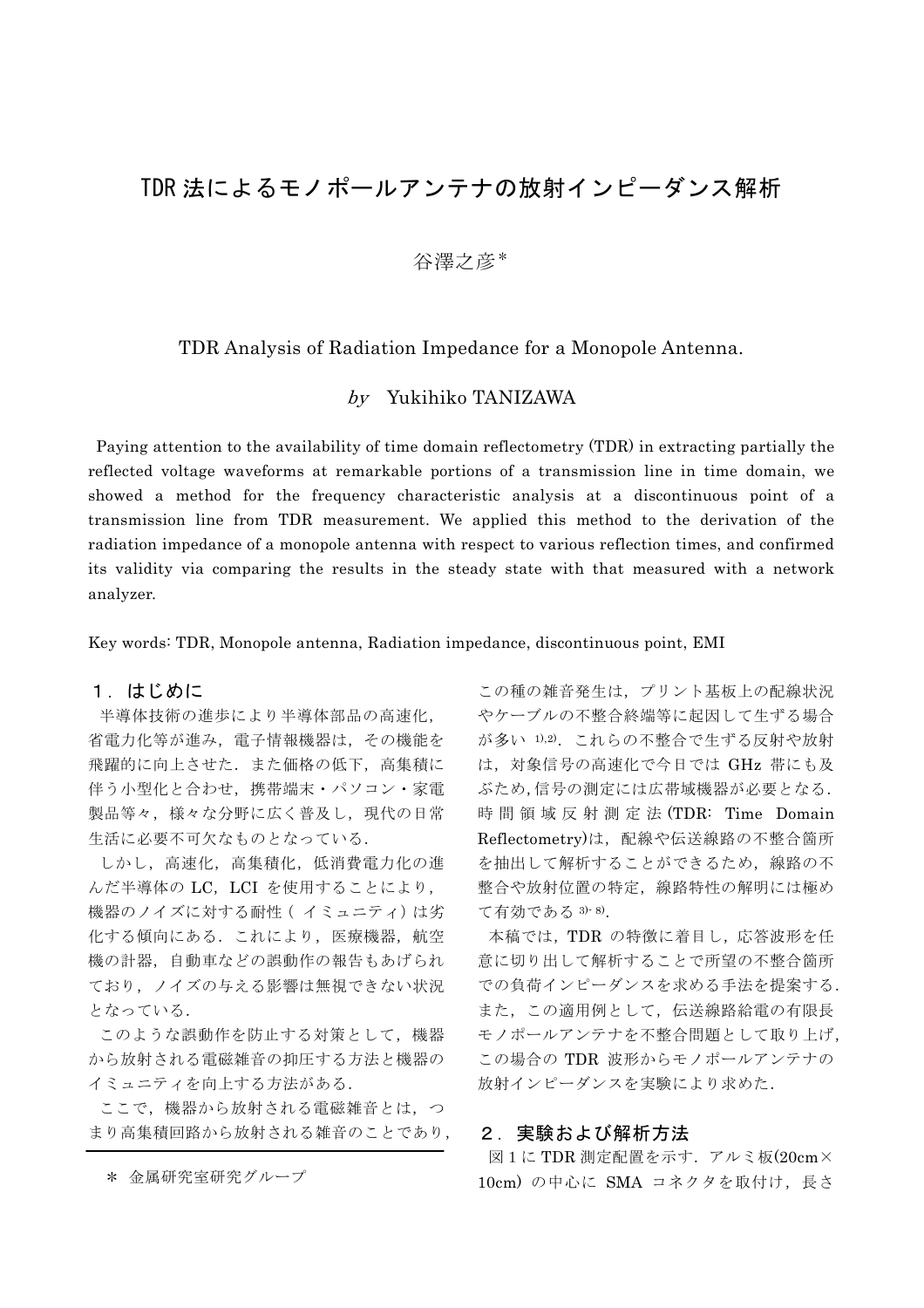# TDR 法によるモノポールアンテナの放射インピーダンス解析

谷澤之彦*

TDR Analysis of Radiation Impedance for a Monopole Antenna.

*by* Yukihiko TANIZAWA

Paying attention to the availability of time domain reflectometry (TDR) in extracting partially the reflected voltage waveforms at remarkable portions of a transmission line in time domain, we showed a method for the frequency characteristic analysis at a discontinuous point of a transmission line from TDR measurement. We applied this method to the derivation of the radiation impedance of a monopole antenna with respect to various reflection times, and confirmed its validity via comparing the results in the steady state with that measured with a network analyzer.

Key words: TDR, Monopole antenna, Radiation impedance, discontinuous point, EMI

## １．はじめに

半導体技術の進歩により半導体部品の高速化，省電力化等が進み，電子情報機器は，その機能を飛躍的に向上させた．また価格の低下，高集積に伴う小型化と合わせ，携帯端末・パソコン・家電製品等々，様々な分野に広く普及し，現代の日常生活に必要不可欠なものとなっている．

しかし，高速化，高集積化，低消費電力化の進んだ半導体の LC，LCI を使用することにより，機器のノイズに対する耐性（イミュニティ）は劣化する傾向にある．これにより，医療機器，航空機の計器，自動車などの誤動作の報告もあげられており，ノイズの与える影響は無視できない状況となっている．

このような誤動作を防止する対策として，機器から放射される電磁雑音の抑圧する方法と機器のイミュニティを向上する方法がある．

ここで，機器から放射される電磁雑音とは，つまり高集積回路から放射される雑音のことであり，この種の雑音発生は，プリント基板上の配線状況やケーブルの不整合終端等に起因して生ずる場合が多い [1),2)]．これらの不整合で生ずる反射や放射は，対象信号の高速化で今日では GHz 帯にも及ぶため,信号の測定には広帯域機器が必要となる．時間領域反射測定法(TDR: Time Domain Reflectometry)は，配線や伝送線路の不整合箇所を抽出して解析することができるため，線路の不整合や反射位置の特定，線路特性の解明には極めて有効である [3)-8)]．

本稿では，TDR の特徴に着目し，応答波形を任意に切り出して解析することで所望の不整合箇所での負荷インピーダンスを求める手法を提案する．また，この適用例として，伝送線路給電の有限長モノポールアンテナを不整合問題として取り上げ，この場合の TDR 波形からモノポールアンテナの放射インピーダンスを実験により求めた．

## ２．実験および解析方法

図 1 に TDR 測定配置を示す．アルミ板(20cm×10cm）の中心に SMA コネクタを取付け，長さ

＊ 金属研究室研究グループ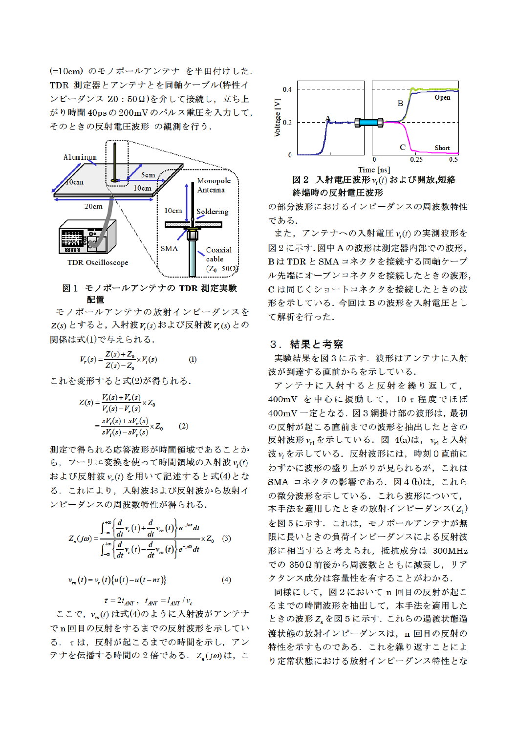(=10cm) のモノポールアンテナ を半田付けした．TDR 測定器とアンテナとを同軸ケーブル(特性インピーダンス Z0：50Ω)を介して接続し，立ち上がり時間 40ps の 200mV のパルス電圧を入力して，そのときの反射電圧波形 の観測を行う．

図１ モノポールアンテナの TDR 測定実験配置

モノポールアンテナの放射インピーダンスを $Z(s)$ とすると，入射波 $V_i(s)$ および反射波 $V_r(s)$ との関係は式(1)で与えられる．

$$V_r(s) = \frac{Z(s)+Z_0}{Z(s)-Z_0} \times V_i(s) \qquad (1)$$

これを変形すると式(2)が得られる．

$$Z(s) = \frac{V_i(s)+V_r(s)}{V_i(s)-V_r(s)} \times Z_0 = \frac{sV_i(s)+sV_r(s)}{sV_i(s)-sV_r(s)} \times Z_0 \qquad (2)$$

測定で得られる応答波形が時間領域であることから，フーリエ変換を使って時間領域の入射波 $v_i(t)$ および反射波 $v_r(t)$ を用いて記述すると式(4)となる．これにより，入射波および反射波から放射インピーダンスの周波数特性が得られる．

$$Z_n(j\omega) = \frac{\int_{-\infty}^{+\infty}\left\{\frac{d}{dt}v_i(t)+\frac{d}{dt}v_m(t)\right\}e^{-j\omega t}dt}{\int_{-\infty}^{+\infty}\left\{\frac{d}{dt}v_i(t)-\frac{d}{dt}v_m(t)\right\}e^{-j\omega t}dt} \times Z_0 \qquad (3)$$

$$v_m(t) = v_r(t)\{u(t)-u(t-n\tau)\} \qquad (4)$$

$$\tau = 2t_{ANT}, \quad t_{ANT} = l_{ANT}/v_c$$

ここで，$v_m(t)$ は式(4)のように入射波がアンテナで n 回目の反射をするまでの反射波形を示している．τ は，反射が起こるまでの時間を示し，アンテナを伝播する時間の２倍である．$Z_n(j\omega)$ は，この部分波形におけるインピーダンスの周波数特性である．

図２ 入射電圧波形 $v_i(t)$ および開放,短絡終端時の反射電圧波形

また，アンテナへの入射電圧 $v_i(t)$ の実測波形を図２に示す．図中Ａの波形は測定器内部での波形，Ｂは TDR と SMA コネクタを接続する同軸ケーブル先端にオープンコネクタを接続したときの波形，Ｃは同じくショートコネクタを接続したときの波形を示している．今回はＢの波形を入射電圧として解析を行った．

## ３． 結果と考察

実験結果を図３に示す．波形はアンテナに入射波が到達する直前からを示している．

アンテナに入射すると反射を繰り返して，400mV を中心に振動して，10τ程度でほぼ 400mV 一定となる．図３網掛け部の波形は，最初の反射が起こる直前までの波形を抽出したときの反射波形 $v_{r1}$ を示している．図 4(a)は，$v_{r1}$ と入射波 $v_i$ を示している．反射波形には，時刻０直前にわずかに波形の盛り上がりが見られるが，これは SMA コネクタの影響である．図４(b)は，これらの微分波形を示している．これら波形について，本手法を適用したときの放射インピーダンス($Z_1$)を図５に示す．これは，モノポールアンテナが無限に長いときの負荷インピーダンスによる反射波形に相当すると考えられ，抵抗成分は 300MHz での 350Ω前後から周波数とともに減衰し，リアクタンス成分は容量性を有することがわかる．

同様にして，図２において n 回目の反射が起こるまでの時間波形を抽出して，本手法を適用したときの波形 $Z_n$ を図５に示す．これらの過渡状態過渡状態の放射インピーダンスは，n 回目の反射の特性を示すものである．これを繰り返すことにより定常状態における放射インピーダンス特性とな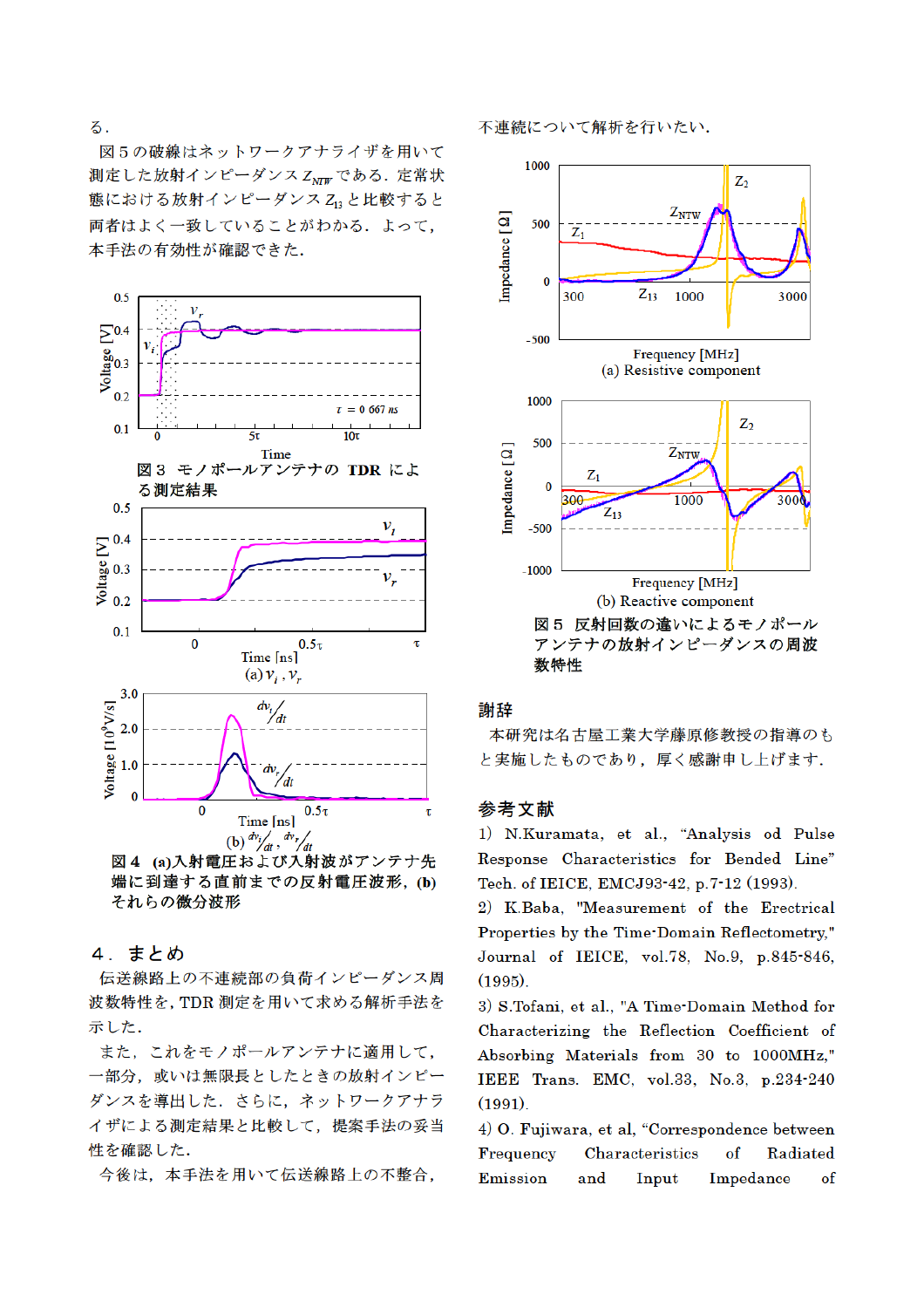る．

図５の破線はネットワークアナライザを用いて測定した放射インピーダンス $Z_{NTW}$ である．定常状態における放射インピーダンス $Z_{13}$ と比較すると両者はよく一致していることがわかる．よって，本手法の有効性が確認できた．

図３ モノポールアンテナの TDR による測定結果

(a) $v_i$ , $v_r$

(b) $dv_i/dt$ , $dv_r/dt$

図４ (a)入射電圧および入射波がアンテナ先端に到達する直前までの反射電圧波形，(b)それらの微分波形

## ４．まとめ

伝送線路上の不連続部の負荷インピーダンス周波数特性を，TDR 測定を用いて求める解析手法を示した．

また，これをモノポールアンテナに適用して，一部分，或いは無限長としたときの放射インピーダンスを導出した．さらに，ネットワークアナライザによる測定結果と比較して，提案手法の妥当性を確認した．

今後は，本手法を用いて伝送線路上の不整合，不連続について解析を行いたい．

(a) Resistive component

(b) Reactive component

図５ 反射回数の違いによるモノポールアンテナの放射インピーダンスの周波数特性

## 謝辞

本研究は名古屋工業大学藤原修教授の指導のもと実施したものであり，厚く感謝申し上げます．

## 参考文献

1) N.Kuramata, et al., "Analysis od Pulse Response Characteristics for Bended Line" Tech. of IEICE, EMCJ93-42, p.7-12 (1993).

2) K.Baba, "Measurement of the Erectrical Properties by the Time-Domain Reflectometry," Journal of IEICE, vol.78, No.9, p.845-846, (1995).

3) S.Tofani, et al., "A Time-Domain Method for Characterizing the Reflection Coefficient of Absorbing Materials from 30 to 1000MHz," IEEE Trans. EMC, vol.33, No.3, p.234-240 (1991).

4) O. Fujiwara, et al, "Correspondence between Frequency Characteristics of Radiated Emission and Input Impedance of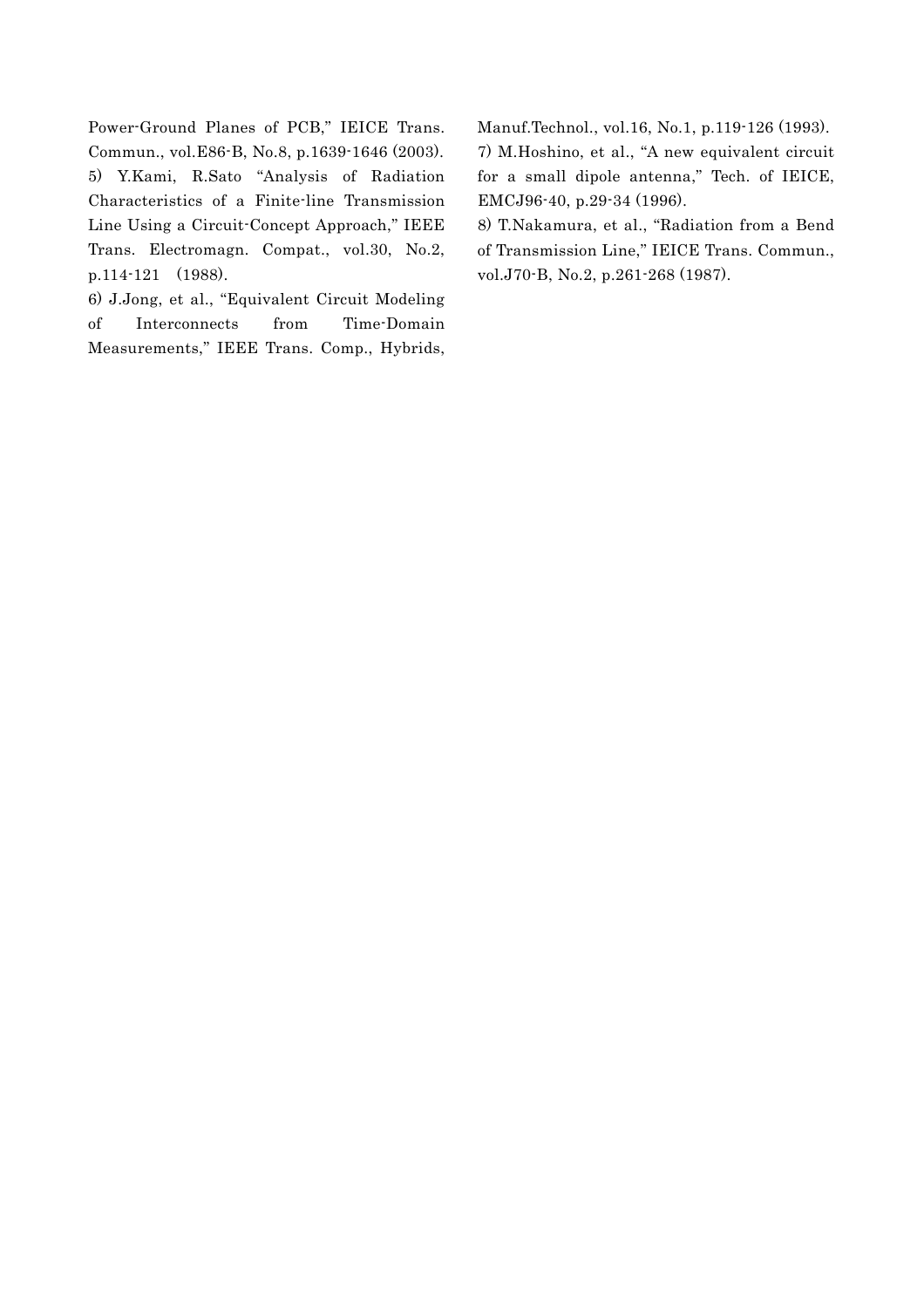Power-Ground Planes of PCB," IEICE Trans. Commun., vol.E86-B, No.8, p.1639-1646 (2003).

5) Y.Kami, R.Sato "Analysis of Radiation Characteristics of a Finite-line Transmission Line Using a Circuit-Concept Approach," IEEE Trans. Electromagn. Compat., vol.30, No.2, p.114-121 (1988).

6) J.Jong, et al., "Equivalent Circuit Modeling of Interconnects from Time-Domain Measurements," IEEE Trans. Comp., Hybrids, Manuf.Technol., vol.16, No.1, p.119-126 (1993).

7) M.Hoshino, et al., "A new equivalent circuit for a small dipole antenna," Tech. of IEICE, EMCJ96-40, p.29-34 (1996).

8) T.Nakamura, et al., "Radiation from a Bend of Transmission Line," IEICE Trans. Commun., vol.J70-B, No.2, p.261-268 (1987).